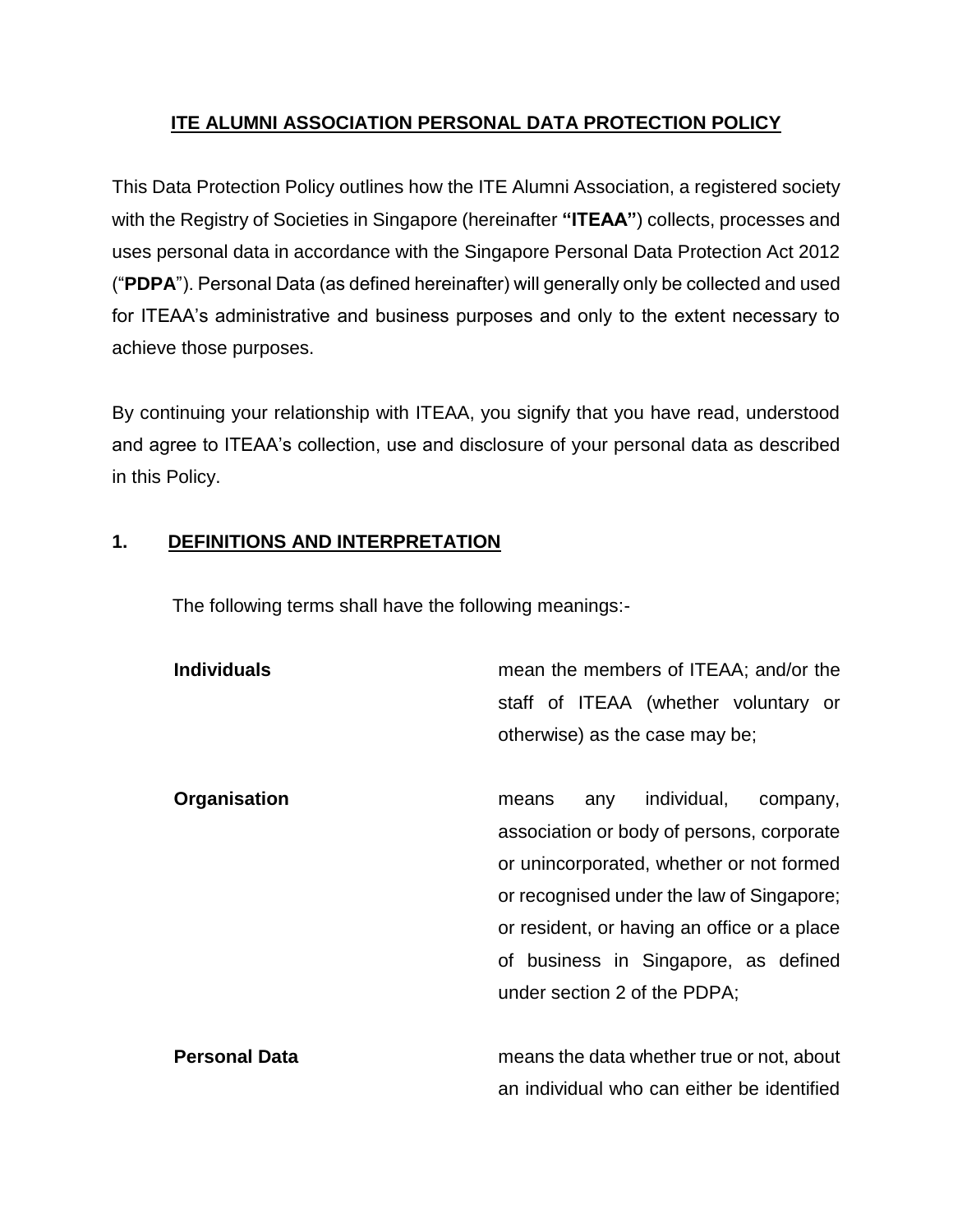# ITE ALUMNI ASSOCIATION PERSONAL DATA PROTECTION POLICY

This Data Protection Policy outlines how the ITE Alumni Association, a registered society with the Registry of Societies in Singapore (hereinafter **"ITEAA"**) collects, processes and uses personal data in accordance with the Singapore Personal Data Protection Act 2012 ("**PDPA**"). Personal Data (as defined hereinafter) will generally only be collected and used for ITEAA's administrative and business purposes and only to the extent necessary to achieve those purposes.

By continuing your relationship with ITEAA, you signify that you have read, understood and agree to ITEAA's collection, use and disclosure of your personal data as described in this Policy.

## 1. DEFINITIONS AND INTERPRETATION

The following terms shall have the following meanings:-

| | |
|---|---|
| **Individuals** | mean the members of ITEAA; and/or the staff of ITEAA (whether voluntary or otherwise) as the case may be; |
| **Organisation** | means any individual, company, association or body of persons, corporate or unincorporated, whether or not formed or recognised under the law of Singapore; or resident, or having an office or a place of business in Singapore, as defined under section 2 of the PDPA; |
| **Personal Data** | means the data whether true or not, about an individual who can either be identified |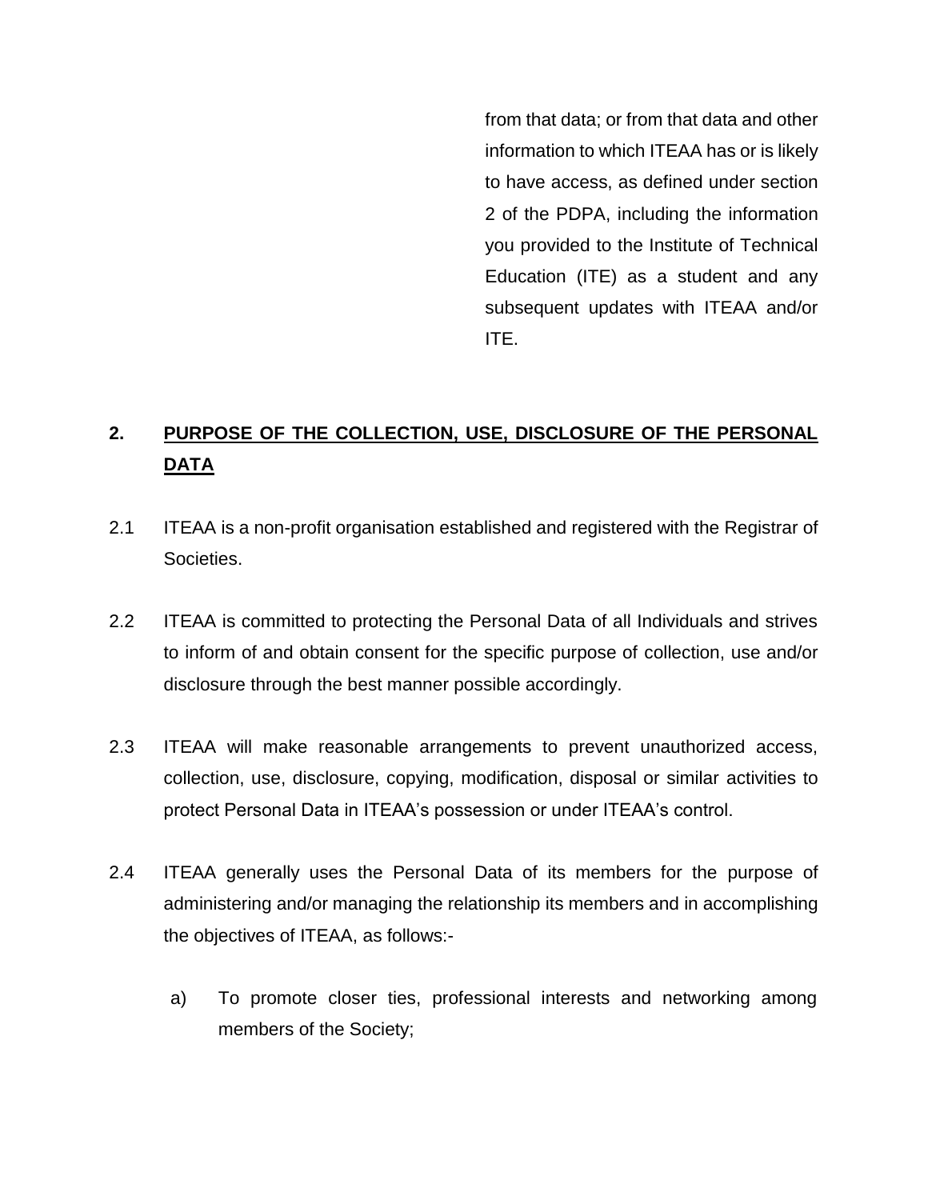from that data; or from that data and other information to which ITEAA has or is likely to have access, as defined under section 2 of the PDPA, including the information you provided to the Institute of Technical Education (ITE) as a student and any subsequent updates with ITEAA and/or ITE.

## 2. PURPOSE OF THE COLLECTION, USE, DISCLOSURE OF THE PERSONAL DATA

2.1 ITEAA is a non-profit organisation established and registered with the Registrar of Societies.

2.2 ITEAA is committed to protecting the Personal Data of all Individuals and strives to inform of and obtain consent for the specific purpose of collection, use and/or disclosure through the best manner possible accordingly.

2.3 ITEAA will make reasonable arrangements to prevent unauthorized access, collection, use, disclosure, copying, modification, disposal or similar activities to protect Personal Data in ITEAA's possession or under ITEAA's control.

2.4 ITEAA generally uses the Personal Data of its members for the purpose of administering and/or managing the relationship its members and in accomplishing the objectives of ITEAA, as follows:-

a) To promote closer ties, professional interests and networking among members of the Society;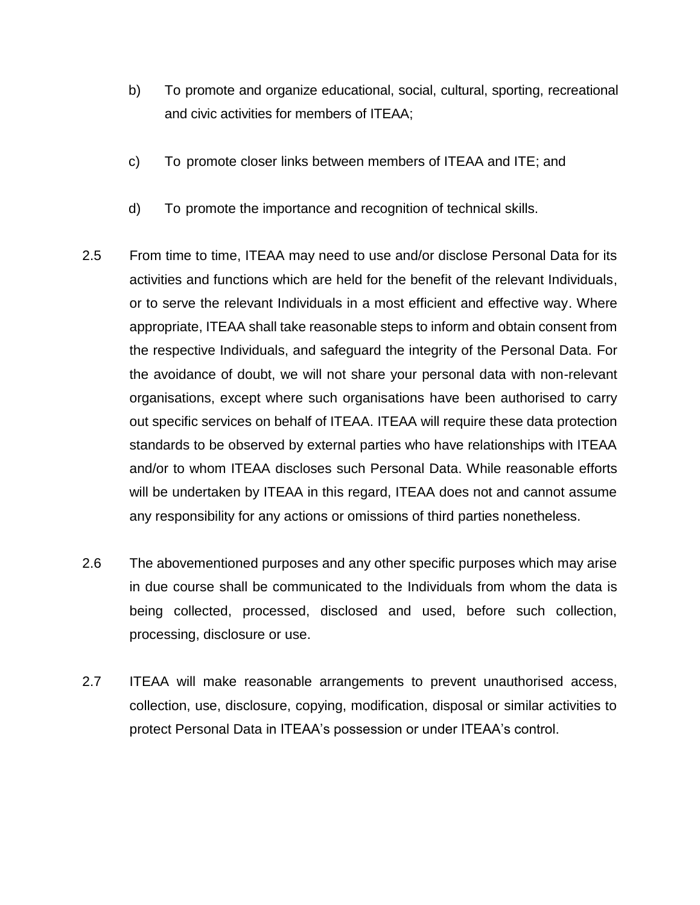b) To promote and organize educational, social, cultural, sporting, recreational and civic activities for members of ITEAA;

c) To promote closer links between members of ITEAA and ITE; and

d) To promote the importance and recognition of technical skills.

2.5 From time to time, ITEAA may need to use and/or disclose Personal Data for its activities and functions which are held for the benefit of the relevant Individuals, or to serve the relevant Individuals in a most efficient and effective way. Where appropriate, ITEAA shall take reasonable steps to inform and obtain consent from the respective Individuals, and safeguard the integrity of the Personal Data. For the avoidance of doubt, we will not share your personal data with non-relevant organisations, except where such organisations have been authorised to carry out specific services on behalf of ITEAA. ITEAA will require these data protection standards to be observed by external parties who have relationships with ITEAA and/or to whom ITEAA discloses such Personal Data. While reasonable efforts will be undertaken by ITEAA in this regard, ITEAA does not and cannot assume any responsibility for any actions or omissions of third parties nonetheless.

2.6 The abovementioned purposes and any other specific purposes which may arise in due course shall be communicated to the Individuals from whom the data is being collected, processed, disclosed and used, before such collection, processing, disclosure or use.

2.7 ITEAA will make reasonable arrangements to prevent unauthorised access, collection, use, disclosure, copying, modification, disposal or similar activities to protect Personal Data in ITEAA's possession or under ITEAA's control.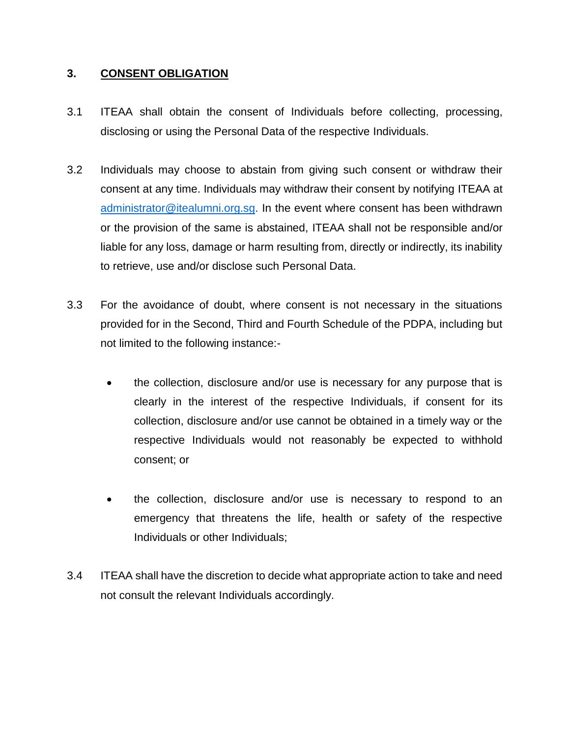## 3. CONSENT OBLIGATION

3.1 ITEAA shall obtain the consent of Individuals before collecting, processing, disclosing or using the Personal Data of the respective Individuals.

3.2 Individuals may choose to abstain from giving such consent or withdraw their consent at any time. Individuals may withdraw their consent by notifying ITEAA at administrator@itealumni.org.sg. In the event where consent has been withdrawn or the provision of the same is abstained, ITEAA shall not be responsible and/or liable for any loss, damage or harm resulting from, directly or indirectly, its inability to retrieve, use and/or disclose such Personal Data.

3.3 For the avoidance of doubt, where consent is not necessary in the situations provided for in the Second, Third and Fourth Schedule of the PDPA, including but not limited to the following instance:-

- the collection, disclosure and/or use is necessary for any purpose that is clearly in the interest of the respective Individuals, if consent for its collection, disclosure and/or use cannot be obtained in a timely way or the respective Individuals would not reasonably be expected to withhold consent; or

- the collection, disclosure and/or use is necessary to respond to an emergency that threatens the life, health or safety of the respective Individuals or other Individuals;

3.4 ITEAA shall have the discretion to decide what appropriate action to take and need not consult the relevant Individuals accordingly.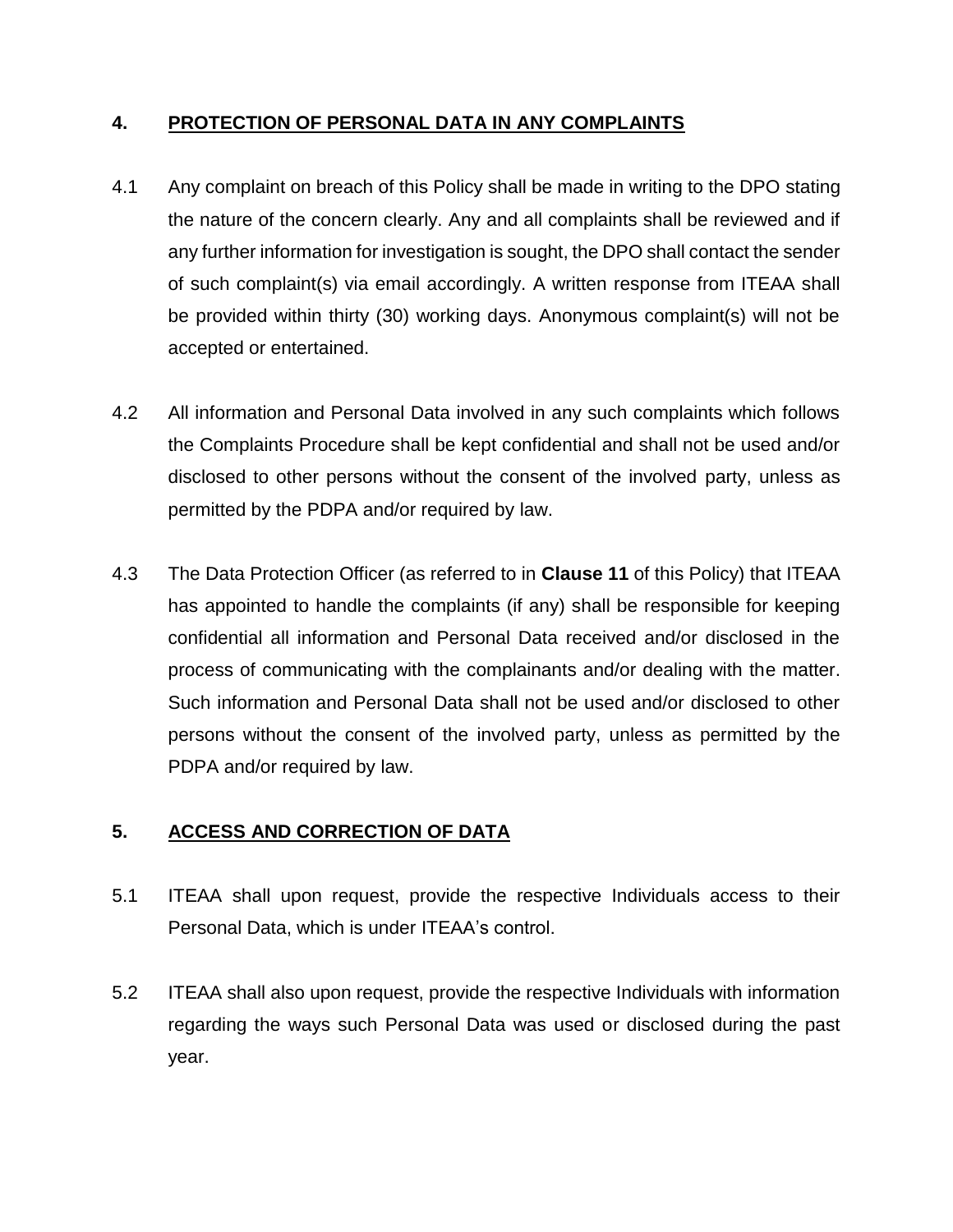## 4. PROTECTION OF PERSONAL DATA IN ANY COMPLAINTS

4.1 Any complaint on breach of this Policy shall be made in writing to the DPO stating the nature of the concern clearly. Any and all complaints shall be reviewed and if any further information for investigation is sought, the DPO shall contact the sender of such complaint(s) via email accordingly. A written response from ITEAA shall be provided within thirty (30) working days. Anonymous complaint(s) will not be accepted or entertained.

4.2 All information and Personal Data involved in any such complaints which follows the Complaints Procedure shall be kept confidential and shall not be used and/or disclosed to other persons without the consent of the involved party, unless as permitted by the PDPA and/or required by law.

4.3 The Data Protection Officer (as referred to in **Clause 11** of this Policy) that ITEAA has appointed to handle the complaints (if any) shall be responsible for keeping confidential all information and Personal Data received and/or disclosed in the process of communicating with the complainants and/or dealing with the matter. Such information and Personal Data shall not be used and/or disclosed to other persons without the consent of the involved party, unless as permitted by the PDPA and/or required by law.

## 5. ACCESS AND CORRECTION OF DATA

5.1 ITEAA shall upon request, provide the respective Individuals access to their Personal Data, which is under ITEAA's control.

5.2 ITEAA shall also upon request, provide the respective Individuals with information regarding the ways such Personal Data was used or disclosed during the past year.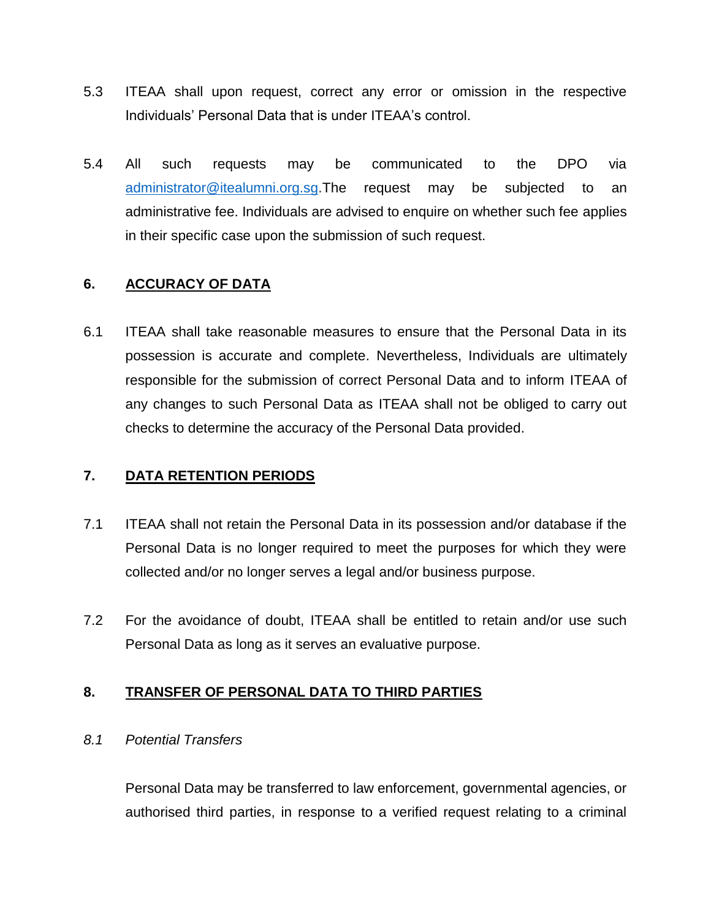5.3 ITEAA shall upon request, correct any error or omission in the respective Individuals' Personal Data that is under ITEAA's control.

5.4 All such requests may be communicated to the DPO via administrator@itealumni.org.sg.The request may be subjected to an administrative fee. Individuals are advised to enquire on whether such fee applies in their specific case upon the submission of such request.

## 6. <u>ACCURACY OF DATA</u>

6.1 ITEAA shall take reasonable measures to ensure that the Personal Data in its possession is accurate and complete. Nevertheless, Individuals are ultimately responsible for the submission of correct Personal Data and to inform ITEAA of any changes to such Personal Data as ITEAA shall not be obliged to carry out checks to determine the accuracy of the Personal Data provided.

## 7. <u>DATA RETENTION PERIODS</u>

7.1 ITEAA shall not retain the Personal Data in its possession and/or database if the Personal Data is no longer required to meet the purposes for which they were collected and/or no longer serves a legal and/or business purpose.

7.2 For the avoidance of doubt, ITEAA shall be entitled to retain and/or use such Personal Data as long as it serves an evaluative purpose.

## 8. <u>TRANSFER OF PERSONAL DATA TO THIRD PARTIES</u>

*8.1 Potential Transfers*

Personal Data may be transferred to law enforcement, governmental agencies, or authorised third parties, in response to a verified request relating to a criminal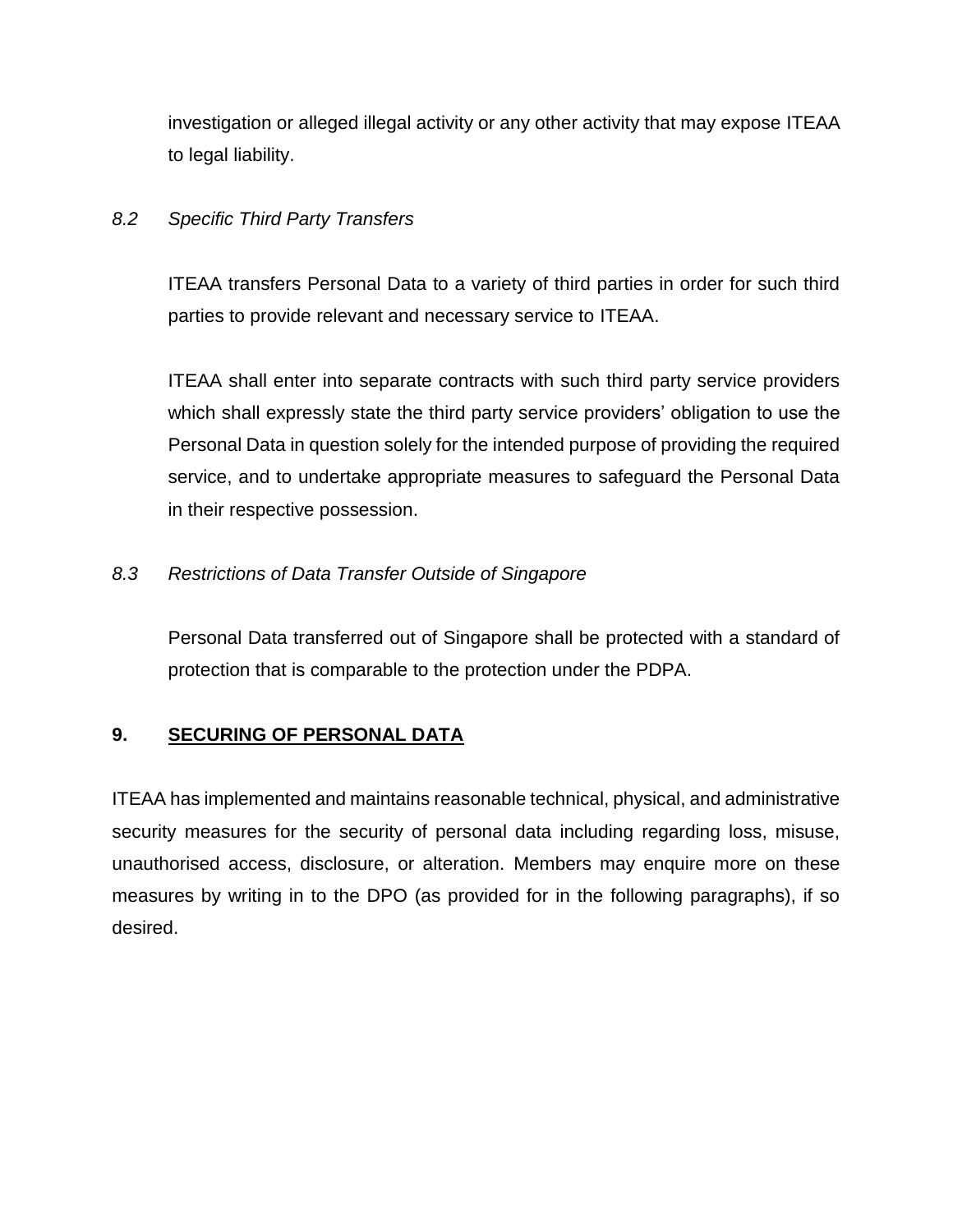investigation or alleged illegal activity or any other activity that may expose ITEAA to legal liability.

*8.2 Specific Third Party Transfers*

ITEAA transfers Personal Data to a variety of third parties in order for such third parties to provide relevant and necessary service to ITEAA.

ITEAA shall enter into separate contracts with such third party service providers which shall expressly state the third party service providers' obligation to use the Personal Data in question solely for the intended purpose of providing the required service, and to undertake appropriate measures to safeguard the Personal Data in their respective possession.

*8.3 Restrictions of Data Transfer Outside of Singapore*

Personal Data transferred out of Singapore shall be protected with a standard of protection that is comparable to the protection under the PDPA.

## 9. SECURING OF PERSONAL DATA

ITEAA has implemented and maintains reasonable technical, physical, and administrative security measures for the security of personal data including regarding loss, misuse, unauthorised access, disclosure, or alteration. Members may enquire more on these measures by writing in to the DPO (as provided for in the following paragraphs), if so desired.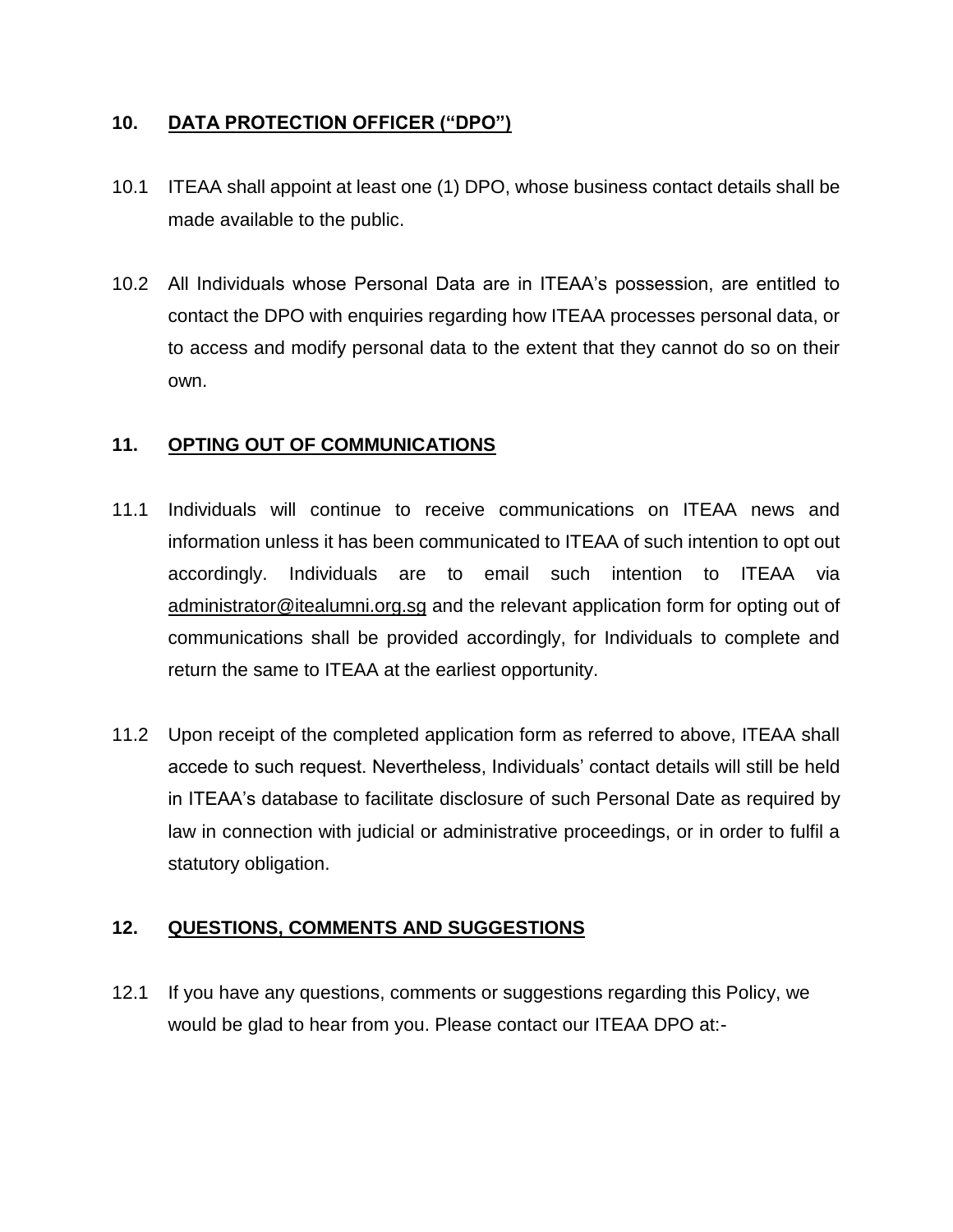## 10. DATA PROTECTION OFFICER ("DPO")

10.1 ITEAA shall appoint at least one (1) DPO, whose business contact details shall be made available to the public.

10.2 All Individuals whose Personal Data are in ITEAA's possession, are entitled to contact the DPO with enquiries regarding how ITEAA processes personal data, or to access and modify personal data to the extent that they cannot do so on their own.

## 11. OPTING OUT OF COMMUNICATIONS

11.1 Individuals will continue to receive communications on ITEAA news and information unless it has been communicated to ITEAA of such intention to opt out accordingly. Individuals are to email such intention to ITEAA via administrator@itealumni.org.sg and the relevant application form for opting out of communications shall be provided accordingly, for Individuals to complete and return the same to ITEAA at the earliest opportunity.

11.2 Upon receipt of the completed application form as referred to above, ITEAA shall accede to such request. Nevertheless, Individuals' contact details will still be held in ITEAA's database to facilitate disclosure of such Personal Date as required by law in connection with judicial or administrative proceedings, or in order to fulfil a statutory obligation.

## 12. QUESTIONS, COMMENTS AND SUGGESTIONS

12.1 If you have any questions, comments or suggestions regarding this Policy, we would be glad to hear from you. Please contact our ITEAA DPO at:-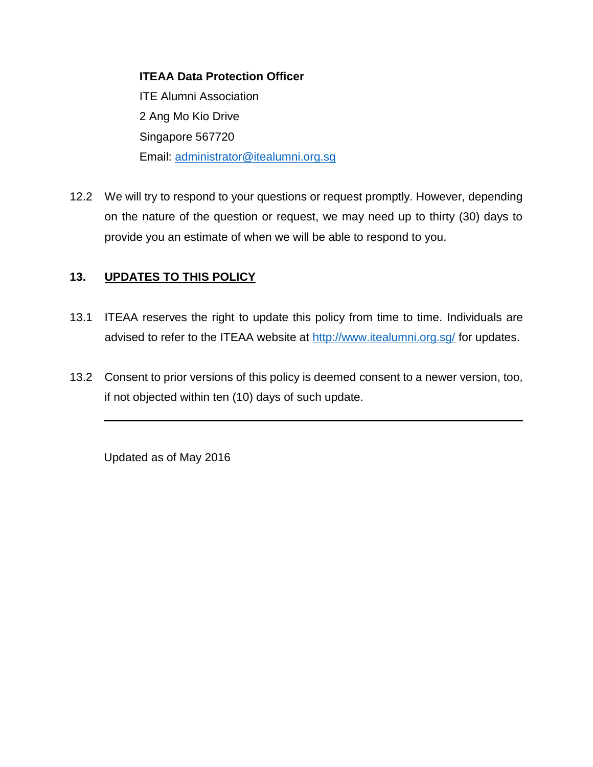**ITEAA Data Protection Officer**
ITE Alumni Association
2 Ang Mo Kio Drive
Singapore 567720
Email: administrator@itealumni.org.sg

12.2 We will try to respond to your questions or request promptly. However, depending on the nature of the question or request, we may need up to thirty (30) days to provide you an estimate of when we will be able to respond to you.

## 13. UPDATES TO THIS POLICY

13.1 ITEAA reserves the right to update this policy from time to time. Individuals are advised to refer to the ITEAA website at http://www.itealumni.org.sg/ for updates.

13.2 Consent to prior versions of this policy is deemed consent to a newer version, too, if not objected within ten (10) days of such update.

---

Updated as of May 2016